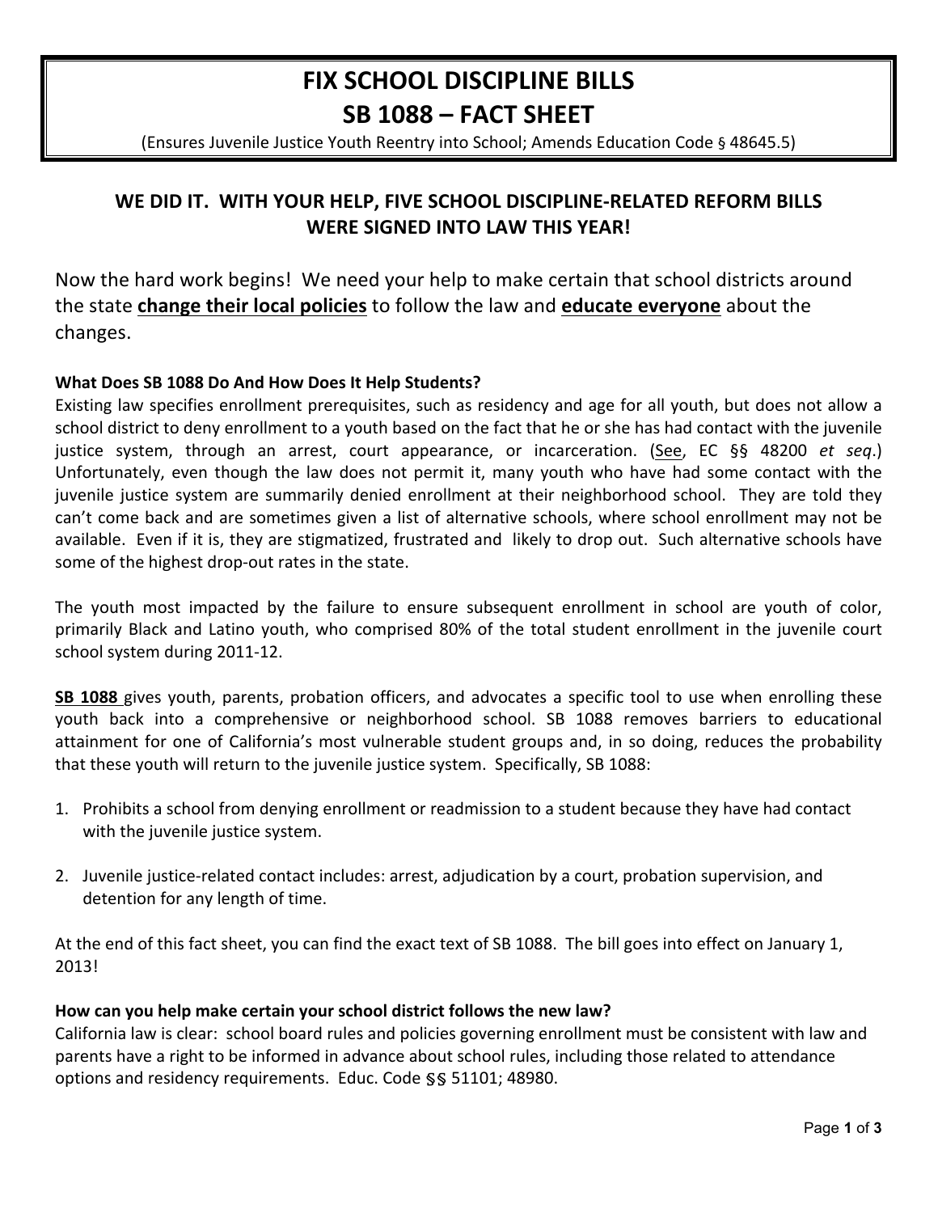# FIX SCHOOL DISCIPLINE BILLS
# SB 1088 – FACT SHEET

(Ensures Juvenile Justice Youth Reentry into School; Amends Education Code § 48645.5)

## WE DID IT. WITH YOUR HELP, FIVE SCHOOL DISCIPLINE-RELATED REFORM BILLS WERE SIGNED INTO LAW THIS YEAR!

Now the hard work begins! We need your help to make certain that school districts around the state **change their local policies** to follow the law and **educate everyone** about the changes.

### What Does SB 1088 Do And How Does It Help Students?

Existing law specifies enrollment prerequisites, such as residency and age for all youth, but does not allow a school district to deny enrollment to a youth based on the fact that he or she has had contact with the juvenile justice system, through an arrest, court appearance, or incarceration. (See, EC §§ 48200 *et seq*.) Unfortunately, even though the law does not permit it, many youth who have had some contact with the juvenile justice system are summarily denied enrollment at their neighborhood school. They are told they can't come back and are sometimes given a list of alternative schools, where school enrollment may not be available. Even if it is, they are stigmatized, frustrated and likely to drop out. Such alternative schools have some of the highest drop-out rates in the state.

The youth most impacted by the failure to ensure subsequent enrollment in school are youth of color, primarily Black and Latino youth, who comprised 80% of the total student enrollment in the juvenile court school system during 2011-12.

**SB 1088** gives youth, parents, probation officers, and advocates a specific tool to use when enrolling these youth back into a comprehensive or neighborhood school. SB 1088 removes barriers to educational attainment for one of California's most vulnerable student groups and, in so doing, reduces the probability that these youth will return to the juvenile justice system. Specifically, SB 1088:

1. Prohibits a school from denying enrollment or readmission to a student because they have had contact with the juvenile justice system.
2. Juvenile justice-related contact includes: arrest, adjudication by a court, probation supervision, and detention for any length of time.

At the end of this fact sheet, you can find the exact text of SB 1088. The bill goes into effect on January 1, 2013!

### How can you help make certain your school district follows the new law?

California law is clear: school board rules and policies governing enrollment must be consistent with law and parents have a right to be informed in advance about school rules, including those related to attendance options and residency requirements. Educ. Code §§ 51101; 48980.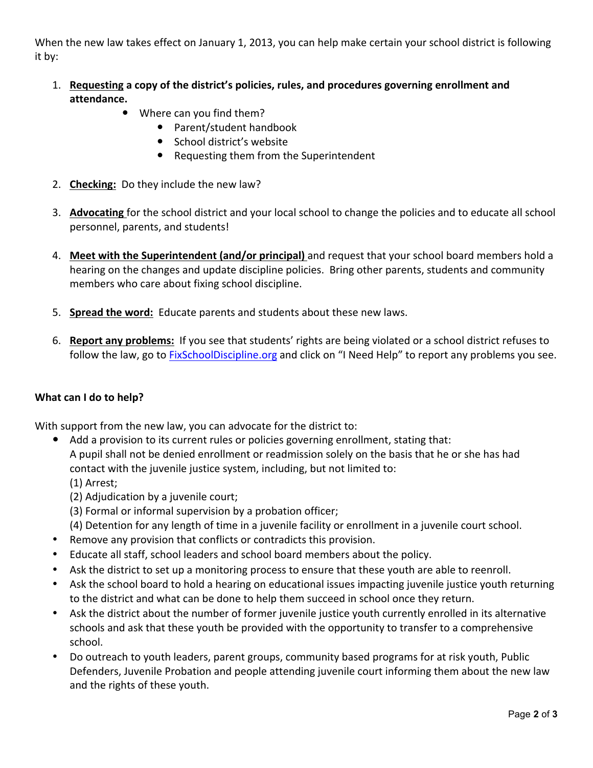When the new law takes effect on January 1, 2013, you can help make certain your school district is following it by:

1. **Requesting a copy of the district's policies, rules, and procedures governing enrollment and attendance.**
    - Where can you find them?
        - Parent/student handbook
        - School district's website
        - Requesting them from the Superintendent

2. **Checking:** Do they include the new law?

3. **Advocating** for the school district and your local school to change the policies and to educate all school personnel, parents, and students!

4. **Meet with the Superintendent (and/or principal)** and request that your school board members hold a hearing on the changes and update discipline policies. Bring other parents, students and community members who care about fixing school discipline.

5. **Spread the word:** Educate parents and students about these new laws.

6. **Report any problems:** If you see that students' rights are being violated or a school district refuses to follow the law, go to [FixSchoolDiscipline.org](http://FixSchoolDiscipline.org) and click on "I Need Help" to report any problems you see.

**What can I do to help?**

With support from the new law, you can advocate for the district to:

- Add a provision to its current rules or policies governing enrollment, stating that:
  A pupil shall not be denied enrollment or readmission solely on the basis that he or she has had contact with the juvenile justice system, including, but not limited to:
  (1) Arrest;
  (2) Adjudication by a juvenile court;
  (3) Formal or informal supervision by a probation officer;
  (4) Detention for any length of time in a juvenile facility or enrollment in a juvenile court school.
- Remove any provision that conflicts or contradicts this provision.
- Educate all staff, school leaders and school board members about the policy.
- Ask the district to set up a monitoring process to ensure that these youth are able to reenroll.
- Ask the school board to hold a hearing on educational issues impacting juvenile justice youth returning to the district and what can be done to help them succeed in school once they return.
- Ask the district about the number of former juvenile justice youth currently enrolled in its alternative schools and ask that these youth be provided with the opportunity to transfer to a comprehensive school.
- Do outreach to youth leaders, parent groups, community based programs for at risk youth, Public Defenders, Juvenile Probation and people attending juvenile court informing them about the new law and the rights of these youth.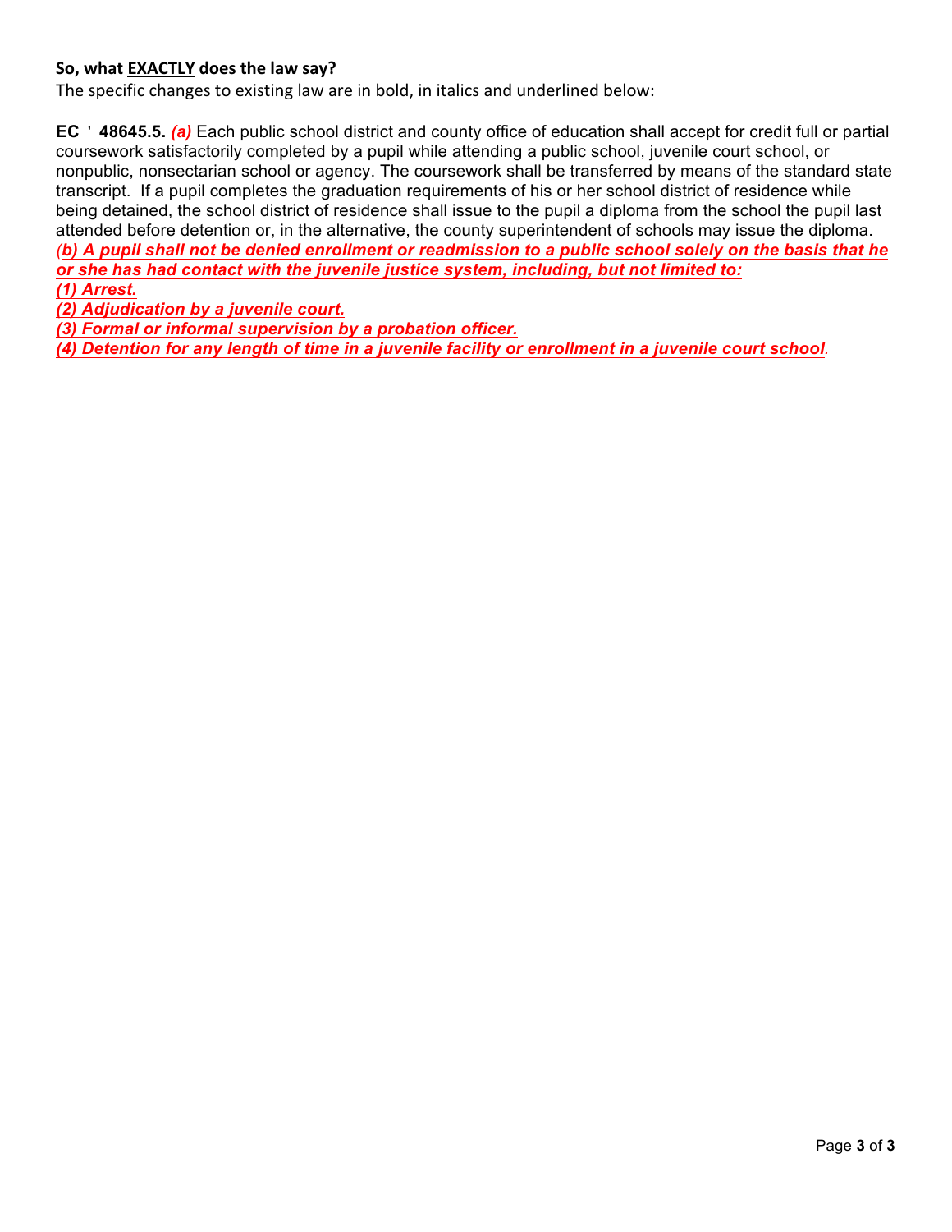**So, what <u>EXACTLY</u> does the law say?**

The specific changes to existing law are in bold, in italics and underlined below:

**EC ' 48645.5.** ***<u>(a)</u>*** Each public school district and county office of education shall accept for credit full or partial coursework satisfactorily completed by a pupil while attending a public school, juvenile court school, or nonpublic, nonsectarian school or agency. The coursework shall be transferred by means of the standard state transcript. If a pupil completes the graduation requirements of his or her school district of residence while being detained, the school district of residence shall issue to the pupil a diploma from the school the pupil last attended before detention or, in the alternative, the county superintendent of schools may issue the diploma.

*(**<u>b) A pupil shall not be denied enrollment or readmission to a public school solely on the basis that he or she has had contact with the juvenile justice system, including, but not limited to:</u>***

***<u>(1) Arrest.</u>***

***<u>(2) Adjudication by a juvenile court.</u>***

***<u>(3) Formal or informal supervision by a probation officer.</u>***

***<u>(4) Detention for any length of time in a juvenile facility or enrollment in a juvenile court school</u>***.